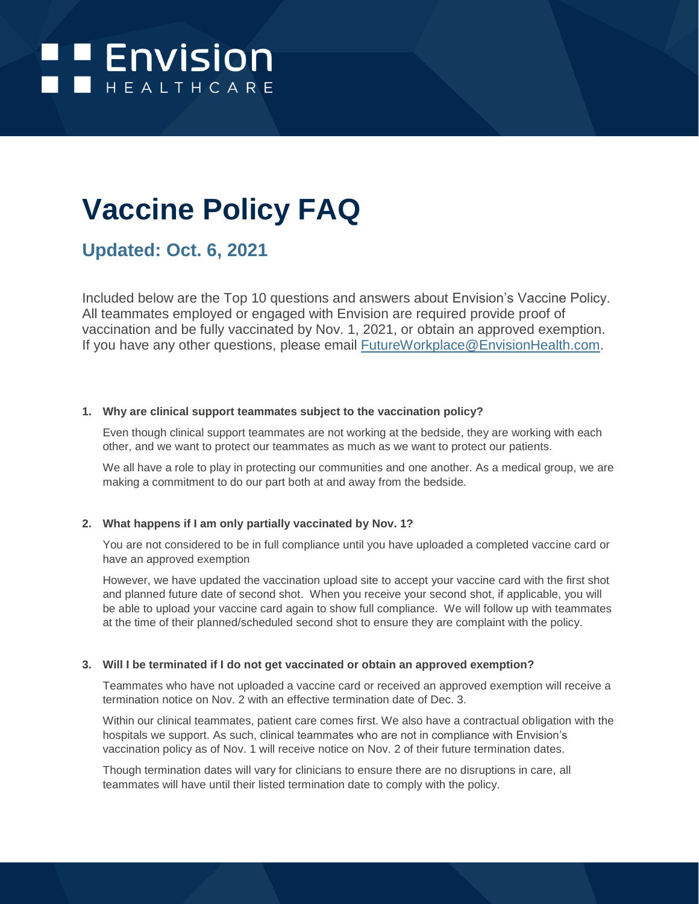Envision HEALTHCARE

# Vaccine Policy FAQ

## Updated: Oct. 6, 2021

Included below are the Top 10 questions and answers about Envision's Vaccine Policy. All teammates employed or engaged with Envision are required provide proof of vaccination and be fully vaccinated by Nov. 1, 2021, or obtain an approved exemption. If you have any other questions, please email [FutureWorkplace@EnvisionHealth.com](mailto:FutureWorkplace@EnvisionHealth.com).

1. **Why are clinical support teammates subject to the vaccination policy?**

   Even though clinical support teammates are not working at the bedside, they are working with each other, and we want to protect our teammates as much as we want to protect our patients.

   We all have a role to play in protecting our communities and one another. As a medical group, we are making a commitment to do our part both at and away from the bedside.

2. **What happens if I am only partially vaccinated by Nov. 1?**

   You are not considered to be in full compliance until you have uploaded a completed vaccine card or have an approved exemption

   However, we have updated the vaccination upload site to accept your vaccine card with the first shot and planned future date of second shot. When you receive your second shot, if applicable, you will be able to upload your vaccine card again to show full compliance. We will follow up with teammates at the time of their planned/scheduled second shot to ensure they are complaint with the policy.

3. **Will I be terminated if I do not get vaccinated or obtain an approved exemption?**

   Teammates who have not uploaded a vaccine card or received an approved exemption will receive a termination notice on Nov. 2 with an effective termination date of Dec. 3.

   Within our clinical teammates, patient care comes first. We also have a contractual obligation with the hospitals we support. As such, clinical teammates who are not in compliance with Envision's vaccination policy as of Nov. 1 will receive notice on Nov. 2 of their future termination dates.

   Though termination dates will vary for clinicians to ensure there are no disruptions in care, all teammates will have until their listed termination date to comply with the policy.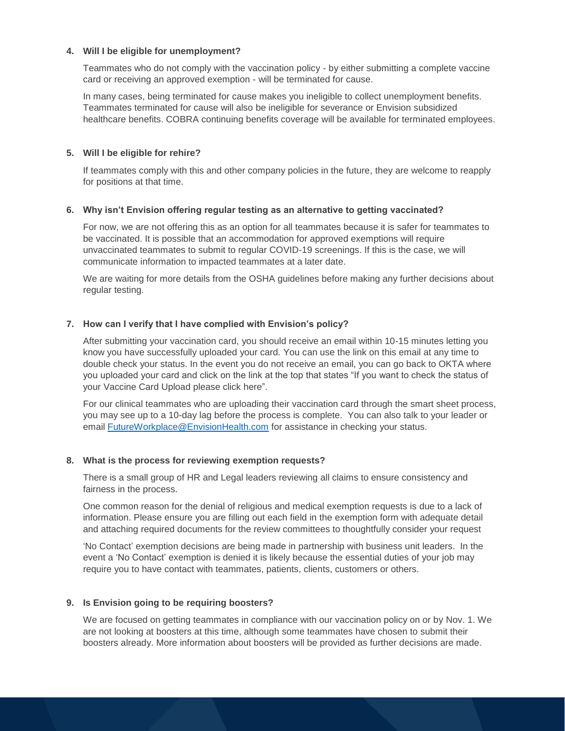**4. Will I be eligible for unemployment?**

Teammates who do not comply with the vaccination policy - by either submitting a complete vaccine card or receiving an approved exemption - will be terminated for cause.

In many cases, being terminated for cause makes you ineligible to collect unemployment benefits. Teammates terminated for cause will also be ineligible for severance or Envision subsidized healthcare benefits. COBRA continuing benefits coverage will be available for terminated employees.

**5. Will I be eligible for rehire?**

If teammates comply with this and other company policies in the future, they are welcome to reapply for positions at that time.

**6. Why isn't Envision offering regular testing as an alternative to getting vaccinated?**

For now, we are not offering this as an option for all teammates because it is safer for teammates to be vaccinated. It is possible that an accommodation for approved exemptions will require unvaccinated teammates to submit to regular COVID-19 screenings. If this is the case, we will communicate information to impacted teammates at a later date.

We are waiting for more details from the OSHA guidelines before making any further decisions about regular testing.

**7. How can I verify that I have complied with Envision's policy?**

After submitting your vaccination card, you should receive an email within 10-15 minutes letting you know you have successfully uploaded your card. You can use the link on this email at any time to double check your status. In the event you do not receive an email, you can go back to OKTA where you uploaded your card and click on the link at the top that states "If you want to check the status of your Vaccine Card Upload please click here".

For our clinical teammates who are uploading their vaccination card through the smart sheet process, you may see up to a 10-day lag before the process is complete. You can also talk to your leader or email FutureWorkplace@EnvisionHealth.com for assistance in checking your status.

**8. What is the process for reviewing exemption requests?**

There is a small group of HR and Legal leaders reviewing all claims to ensure consistency and fairness in the process.

One common reason for the denial of religious and medical exemption requests is due to a lack of information. Please ensure you are filling out each field in the exemption form with adequate detail and attaching required documents for the review committees to thoughtfully consider your request

'No Contact' exemption decisions are being made in partnership with business unit leaders. In the event a 'No Contact' exemption is denied it is likely because the essential duties of your job may require you to have contact with teammates, patients, clients, customers or others.

**9. Is Envision going to be requiring boosters?**

We are focused on getting teammates in compliance with our vaccination policy on or by Nov. 1. We are not looking at boosters at this time, although some teammates have chosen to submit their boosters already. More information about boosters will be provided as further decisions are made.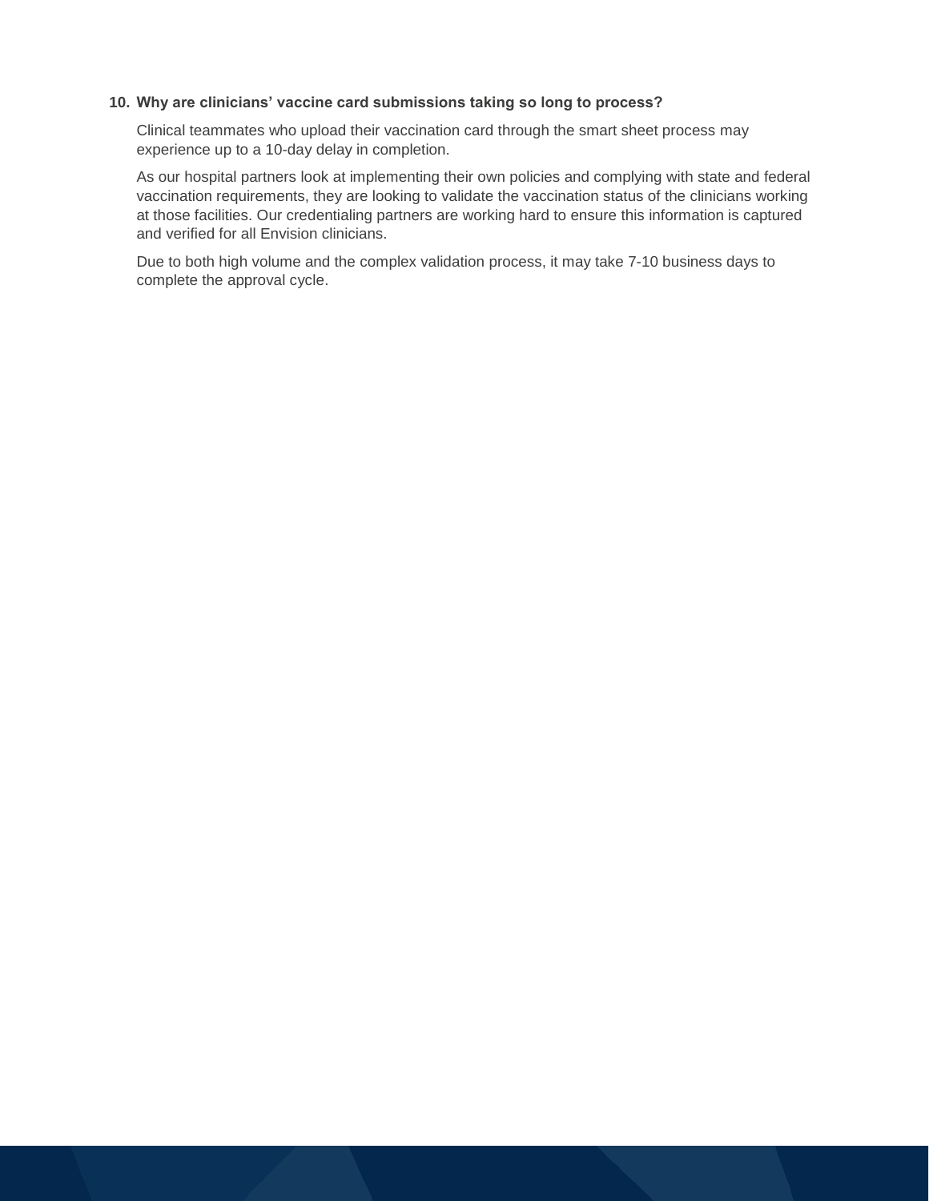**10. Why are clinicians' vaccine card submissions taking so long to process?**

Clinical teammates who upload their vaccination card through the smart sheet process may experience up to a 10-day delay in completion.

As our hospital partners look at implementing their own policies and complying with state and federal vaccination requirements, they are looking to validate the vaccination status of the clinicians working at those facilities. Our credentialing partners are working hard to ensure this information is captured and verified for all Envision clinicians.

Due to both high volume and the complex validation process, it may take 7-10 business days to complete the approval cycle.